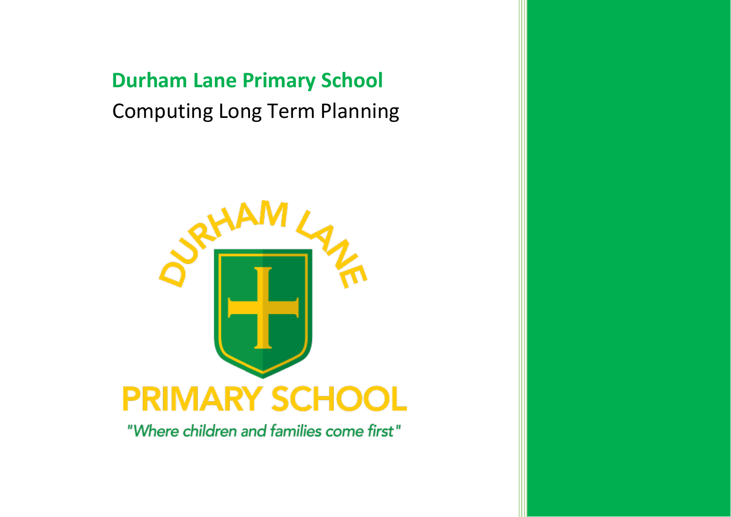# Durham Lane Primary School

Computing Long Term Planning

DURHAM LANE

PRIMARY SCHOOL

*"Where children and families come first"*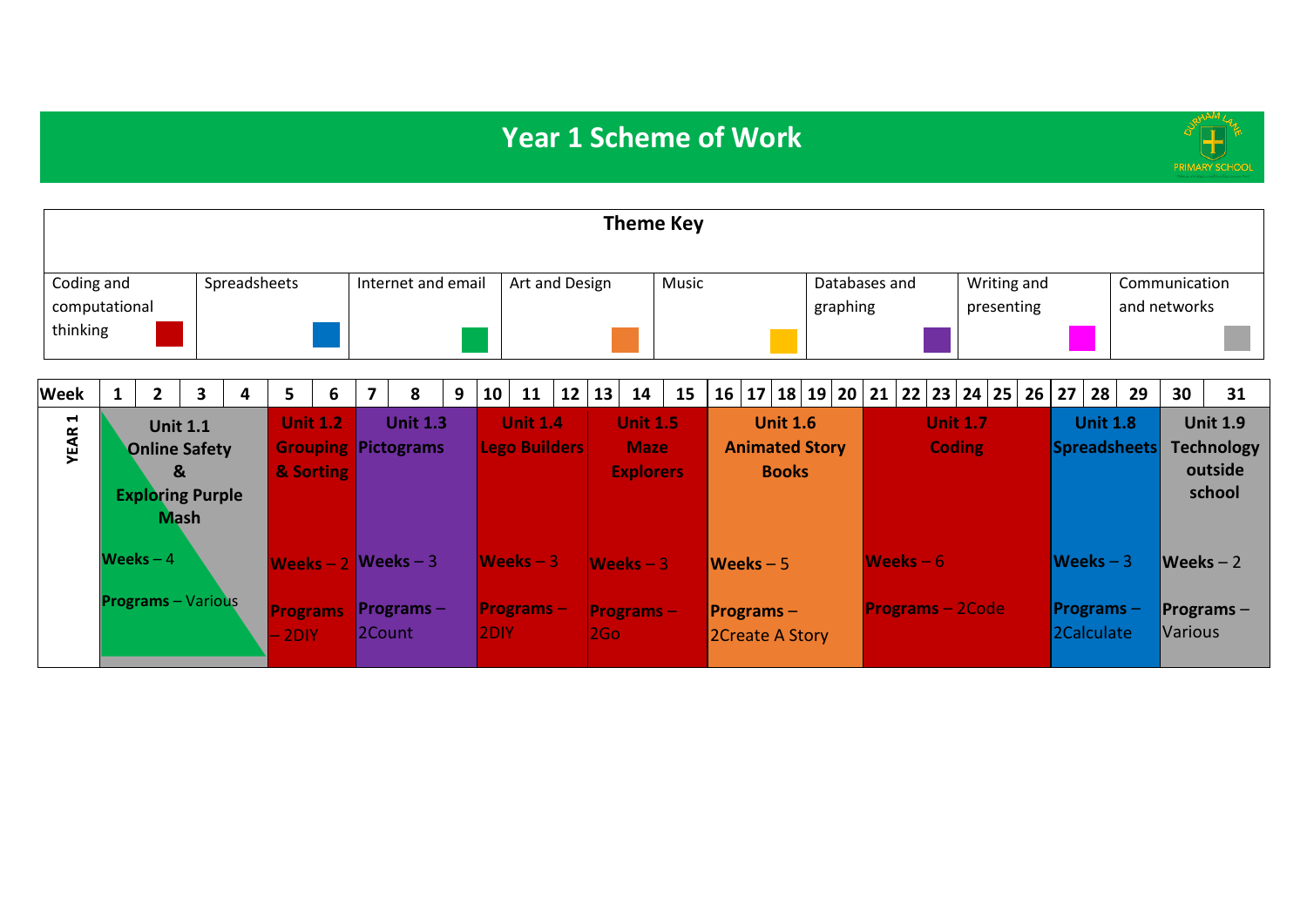# Year 1 Scheme of Work

## Theme Key

| Coding and computational thinking | Spreadsheets | Internet and email | Art and Design | Music | Databases and graphing | Writing and presenting | Communication and networks |
|---|---|---|---|---|---|---|---|

| Week | 1–4 | 5–6 | 7–9 | 10–12 | 13–15 | 16–20 | 21–26 | 27–29 | 30–31 |
|---|---|---|---|---|---|---|---|---|---|
| YEAR 1 | **Unit 1.1 Online Safety & Exploring Purple Mash** | **Unit 1.2 Grouping & Sorting** | **Unit 1.3 Pictograms** | **Unit 1.4 Lego Builders** | **Unit 1.5 Maze Explorers** | **Unit 1.6 Animated Story Books** | **Unit 1.7 Coding** | **Unit 1.8 Spreadsheets** | **Unit 1.9 Technology outside school** |
| | **Weeks** – 4 | **Weeks** – 2 | **Weeks** – 3 | **Weeks** – 3 | **Weeks** – 3 | **Weeks** – 5 | **Weeks** – 6 | **Weeks** – 3 | **Weeks** – 2 |
| | **Programs** – Various | **Programs** – 2DIY | **Programs** – 2Count | **Programs** – 2DIY | **Programs** – 2Go | **Programs** – 2Create A Story | **Programs** – 2Code | **Programs** – 2Calculate | **Programs** – Various |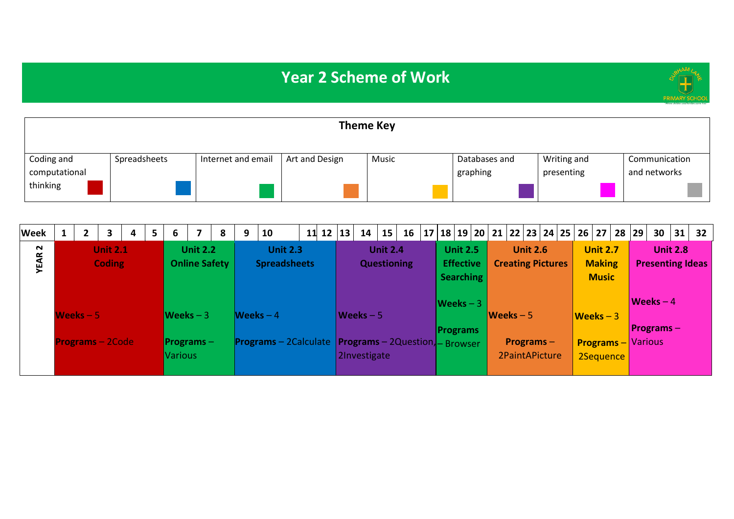# Year 2 Scheme of Work

| Theme Key | | | | | | | |
|---|---|---|---|---|---|---|---|
| Coding and computational thinking | Spreadsheets | Internet and email | Art and Design | Music | Databases and graphing | Writing and presenting | Communication and networks |

| Week | Weeks 1–5 | Weeks 6–8 | Weeks 9–12 | Weeks 13–17 | Weeks 18–20 | Weeks 21–25 | Weeks 26–28 | Weeks 29–32 |
|---|---|---|---|---|---|---|---|---|
| YEAR 2 | **Unit 2.1 Coding**<br>**Weeks** – 5<br>**Programs** – 2Code | **Unit 2.2 Online Safety**<br>**Weeks** – 3<br>**Programs** – Various | **Unit 2.3 Spreadsheets**<br>**Weeks** – 4<br>**Programs** – 2Calculate | **Unit 2.4 Questioning**<br>**Weeks** – 5<br>**Programs** – 2Question, 2Investigate | **Unit 2.5 Effective Searching**<br>**Weeks** – 3<br>**Programs** – Browser | **Unit 2.6 Creating Pictures**<br>**Weeks** – 5<br>**Programs** – 2PaintAPicture | **Unit 2.7 Making Music**<br>**Weeks** – 3<br>**Programs** – 2Sequence | **Unit 2.8 Presenting Ideas**<br>**Weeks** – 4<br>**Programs** – Various |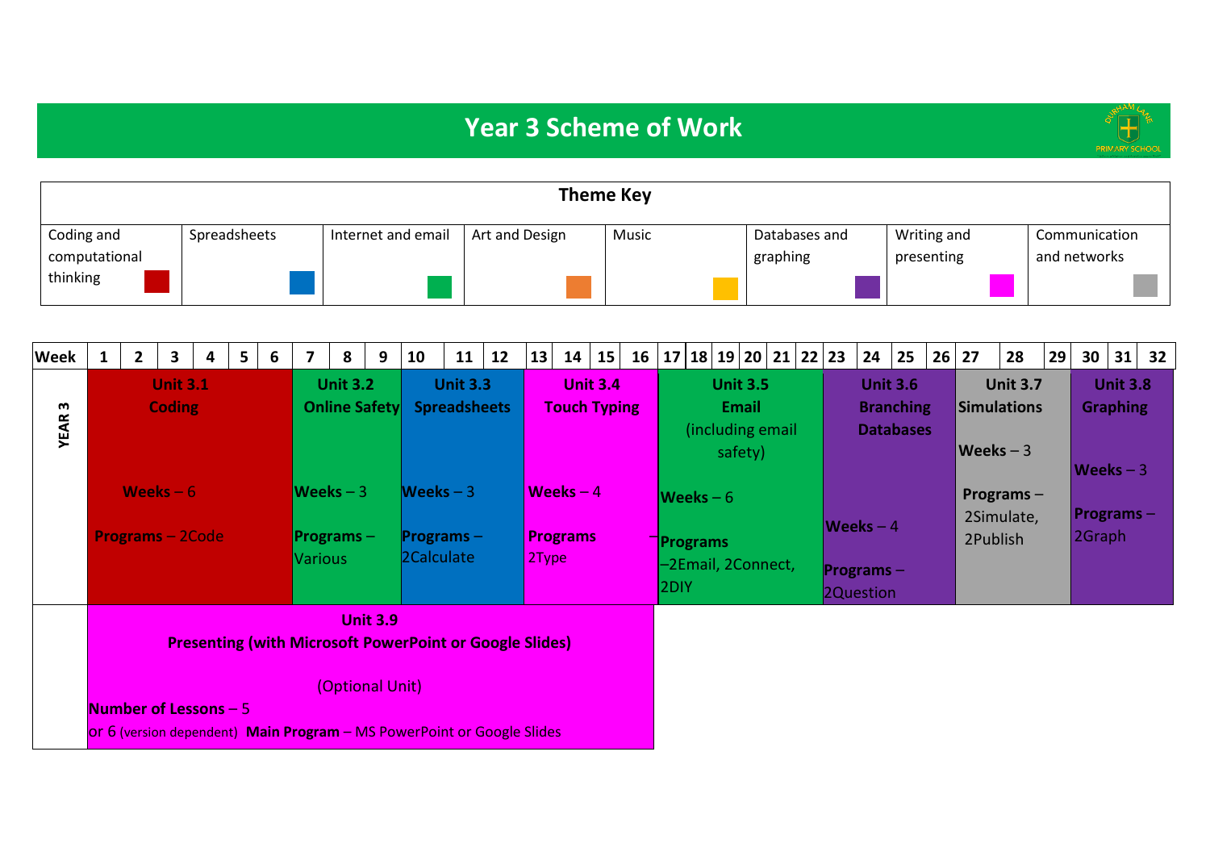# Year 3 Scheme of Work

| Theme Key | | | | | | | |
|---|---|---|---|---|---|---|---|
| Coding and computational thinking | Spreadsheets | Internet and email | Art and Design | Music | Databases and graphing | Writing and presenting | Communication and networks |

| Week | 1–6 | 7–9 | 10–12 | 13–16 | 17–22 | 23–26 | 27–29 | 30–32 |
|---|---|---|---|---|---|---|---|---|
| YEAR 3 | **Unit 3.1 Coding**<br><br>**Weeks** – 6<br><br>**Programs** – 2Code | **Unit 3.2 Online Safety**<br><br>**Weeks** – 3<br><br>**Programs** – Various | **Unit 3.3 Spreadsheets**<br><br>**Weeks** – 3<br><br>**Programs** – 2Calculate | **Unit 3.4 Touch Typing**<br><br>**Weeks** – 4<br><br>**Programs** – 2Type | **Unit 3.5 Email** (including email safety)<br><br>**Weeks** – 6<br><br>**Programs** – 2Email, 2Connect, 2DIY | **Unit 3.6 Branching Databases**<br><br>**Weeks** – 4<br><br>**Programs** – 2Question | **Unit 3.7 Simulations**<br><br>**Weeks** – 3<br><br>**Programs** – 2Simulate, 2Publish | **Unit 3.8 Graphing**<br><br>**Weeks** – 3<br><br>**Programs** – 2Graph |
| | **Unit 3.9 Presenting (with Microsoft PowerPoint or Google Slides)**<br><br>(Optional Unit)<br><br>**Number of Lessons** – 5 or 6 (version dependent) **Main Program** – MS PowerPoint or Google Slides | | | | | | | |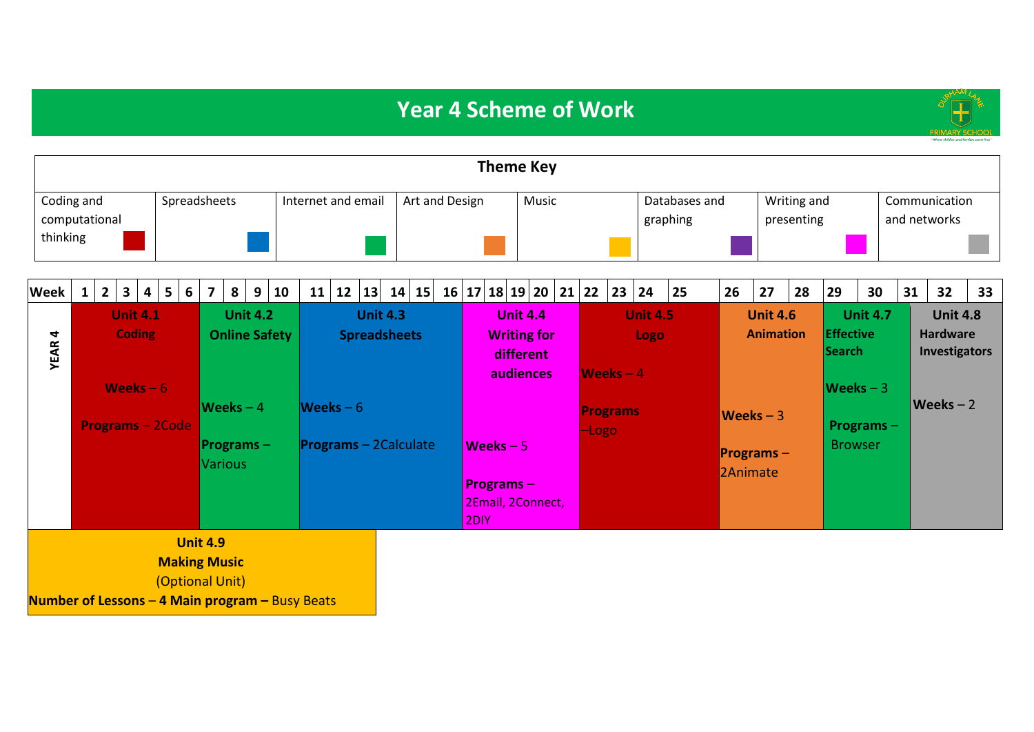# Year 4 Scheme of Work

| Theme Key | | | | | | | |
|---|---|---|---|---|---|---|---|
| Coding and computational thinking | Spreadsheets | Internet and email | Art and Design | Music | Databases and graphing | Writing and presenting | Communication and networks |

| Week | 1–6 | 7–10 | 11–16 | 17–21 | 22–25 | 26–28 | 29–30 | 31–33 |
|---|---|---|---|---|---|---|---|---|
| YEAR 4 | **Unit 4.1 Coding** **Weeks** – 6 **Programs** – 2Code | **Unit 4.2 Online Safety** **Weeks** – 4 **Programs** – Various | **Unit 4.3 Spreadsheets** **Weeks** – 6 **Programs** – 2Calculate | **Unit 4.4 Writing for different audiences** **Weeks** – 5 **Programs** – 2Email, 2Connect, 2DIY | **Unit 4.5 Logo** **Weeks** – 4 **Programs** –Logo | **Unit 4.6 Animation** **Weeks** – 3 **Programs** – 2Animate | **Unit 4.7 Effective Search** **Weeks** – 3 **Programs** – Browser | **Unit 4.8 Hardware Investigators** **Weeks** – 2 |

**Unit 4.9**
**Making Music**
(Optional Unit)
**Number of Lessons** – **4 Main program –** Busy Beats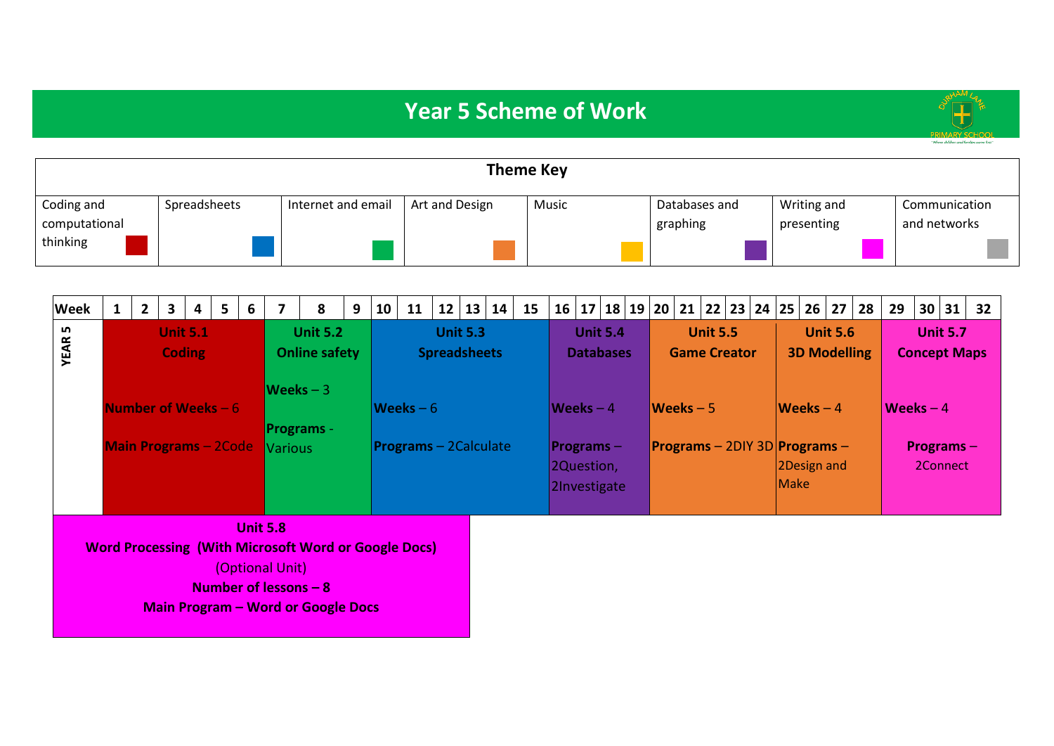# Year 5 Scheme of Work

**Theme Key**

| Coding and computational thinking | Spreadsheets | Internet and email | Art and Design | Music | Databases and graphing | Writing and presenting | Communication and networks |
|---|---|---|---|---|---|---|---|

| Week | 1–6 | 7–9 | 10–15 | 16–19 | 20–24 | 25–28 | 29–32 |
|---|---|---|---|---|---|---|---|
| YEAR 5 | **Unit 5.1 Coding**<br>**Number of Weeks** – 6<br>**Main Programs** – 2Code | **Unit 5.2 Online safety**<br>**Weeks** – 3<br>**Programs** - Various | **Unit 5.3 Spreadsheets**<br>**Weeks** – 6<br>**Programs** – 2Calculate | **Unit 5.4 Databases**<br>**Weeks** – 4<br>**Programs** – 2Question, 2Investigate | **Unit 5.5 Game Creator**<br>**Weeks** – 5<br>**Programs** – 2DIY 3D | **Unit 5.6 3D Modelling**<br>**Weeks** – 4<br>**Programs** – 2Design and Make | **Unit 5.7 Concept Maps**<br>**Weeks** – 4<br>**Programs** – 2Connect |

**Unit 5.8**
**Word Processing (With Microsoft Word or Google Docs)**
(Optional Unit)
**Number of lessons – 8**
**Main Program – Word or Google Docs**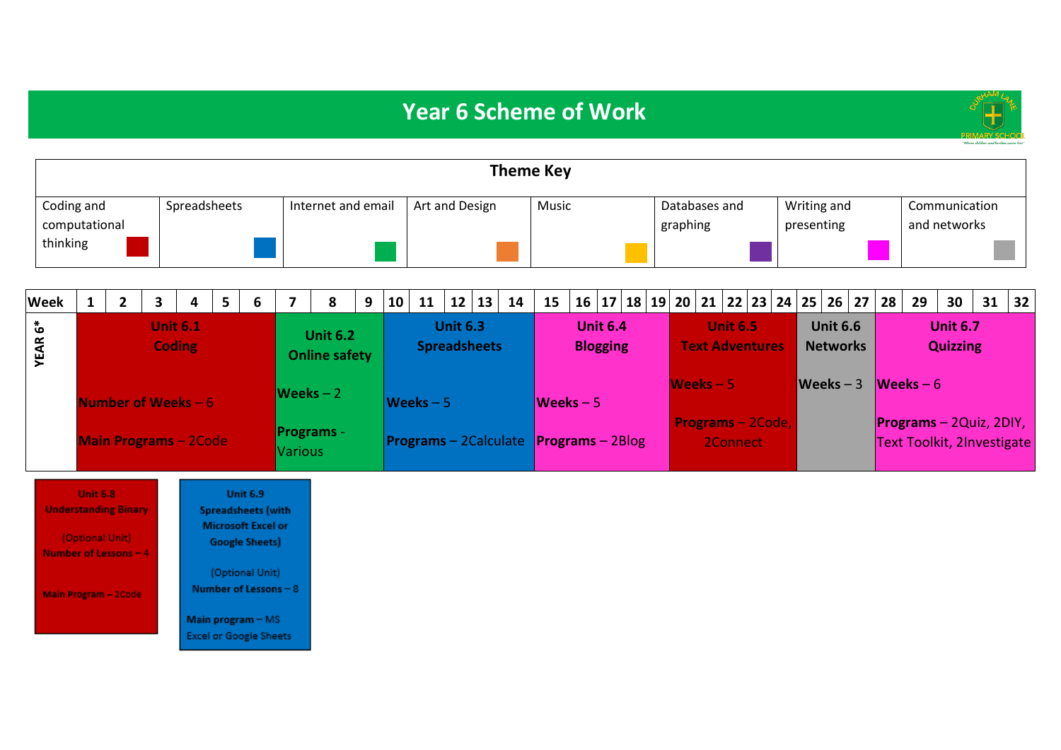# Year 6 Scheme of Work

| Theme Key | | | | | | | |
|---|---|---|---|---|---|---|---|
| Coding and computational thinking | Spreadsheets | Internet and email | Art and Design | Music | Databases and graphing | Writing and presenting | Communication and networks |

| Week | 1 | 2 | 3 | 4 | 5 | 6 | 7 | 8 | 9 | 10 | 11 | 12 | 13 | 14 | 15 | 16 | 17 | 18 | 19 | 20 | 21 | 22 | 23 | 24 | 25 | 26 | 27 | 28 | 29 | 30 | 31 | 32 |
|---|---|---|---|---|---|---|---|---|---|---|---|---|---|---|---|---|---|---|---|---|---|---|---|---|---|---|---|---|---|---|---|---|
| YEAR 6* | **Unit 6.1 Coding** **Number of Weeks** – 6 **Main Programs** – 2Code | | | | | | **Unit 6.2 Online safety** **Weeks** – 2 **Programs** - Various | | | **Unit 6.3 Spreadsheets** **Weeks** – 5 **Programs** – 2Calculate | | | | | **Unit 6.4 Blogging** **Weeks** – 5 **Programs** – 2Blog | | | | | **Unit 6.5 Text Adventures** **Weeks** – 5 **Programs** – 2Code, 2Connect | | | | | **Unit 6.6 Networks** **Weeks** – 3 | | | **Unit 6.7 Quizzing** **Weeks** – 6 **Programs** – 2Quiz, 2DIY, Text Toolkit, 2Investigate | | | | | |

**Unit 6.8**
**Understanding Binary**

(Optional Unit)
**Number of Lessons** – 4

**Main Program** – 2Code

**Unit 6.9**
**Spreadsheets (with Microsoft Excel or Google Sheets)**

(Optional Unit)
**Number of Lessons** – 8

**Main program** – MS Excel or Google Sheets